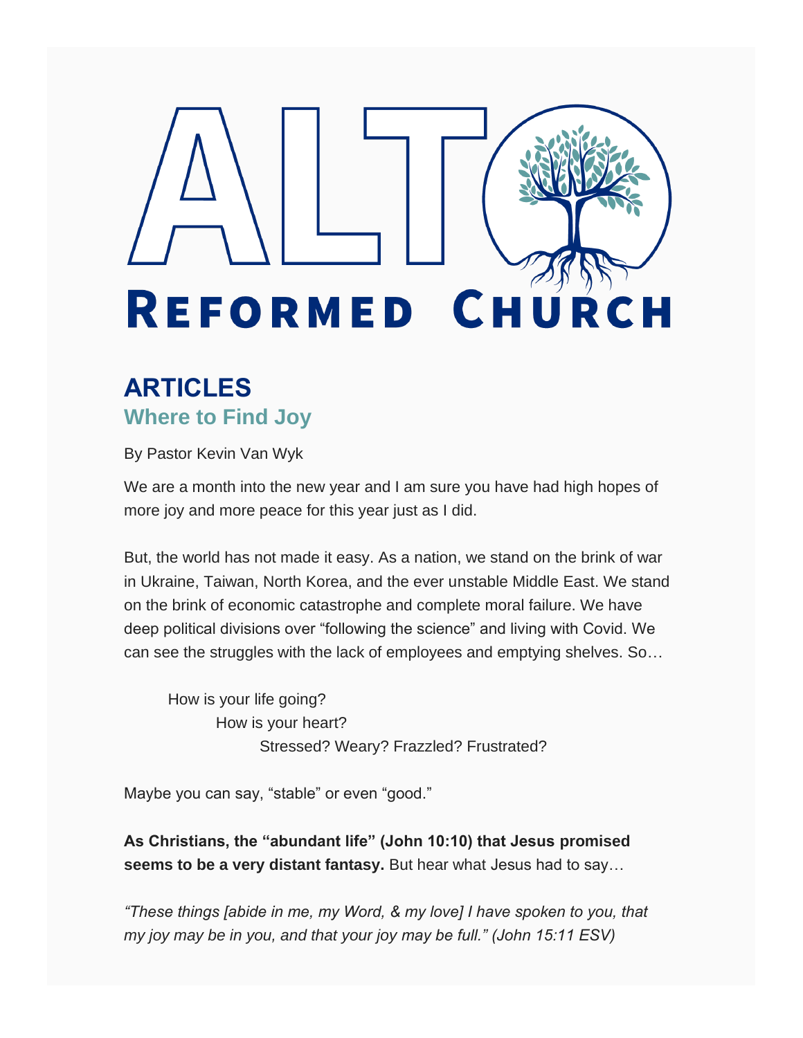# ALT REFORMED CHURCH

## ARTICLES

### Where to Find Joy

By Pastor Kevin Van Wyk

We are a month into the new year and I am sure you have had high hopes of more joy and more peace for this year just as I did.

But, the world has not made it easy. As a nation, we stand on the brink of war in Ukraine, Taiwan, North Korea, and the ever unstable Middle East. We stand on the brink of economic catastrophe and complete moral failure. We have deep political divisions over "following the science" and living with Covid. We can see the struggles with the lack of employees and emptying shelves. So…

How is your life going?
How is your heart?
Stressed? Weary? Frazzled? Frustrated?

Maybe you can say, "stable" or even "good."

**As Christians, the "abundant life" (John 10:10) that Jesus promised seems to be a very distant fantasy.** But hear what Jesus had to say…

*"These things [abide in me, my Word, & my love] I have spoken to you, that my joy may be in you, and that your joy may be full." (John 15:11 ESV)*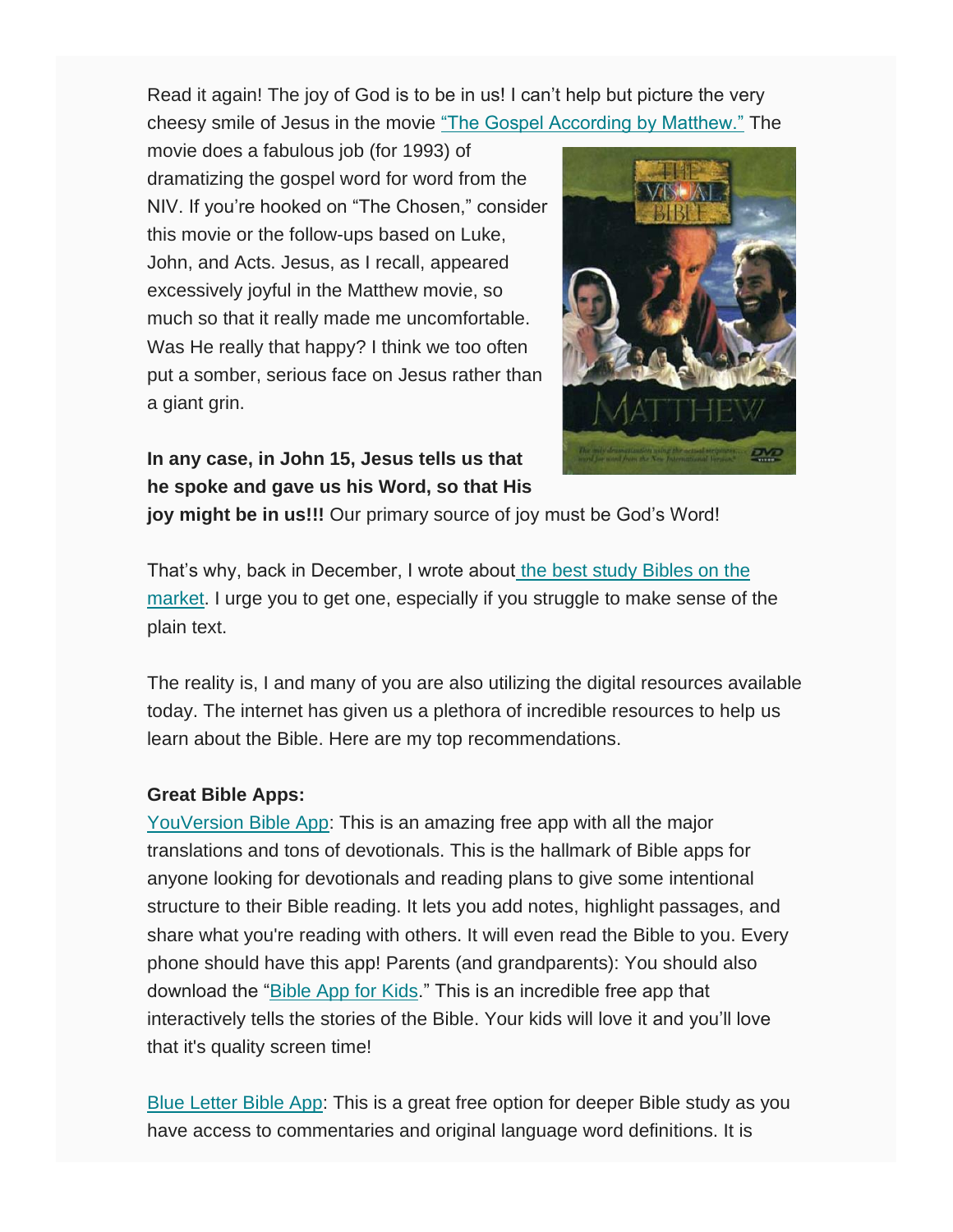Read it again! The joy of God is to be in us! I can't help but picture the very cheesy smile of Jesus in the movie "The Gospel According by Matthew." The movie does a fabulous job (for 1993) of dramatizing the gospel word for word from the NIV. If you're hooked on "The Chosen," consider this movie or the follow-ups based on Luke, John, and Acts. Jesus, as I recall, appeared excessively joyful in the Matthew movie, so much so that it really made me uncomfortable. Was He really that happy? I think we too often put a somber, serious face on Jesus rather than a giant grin.

**In any case, in John 15, Jesus tells us that he spoke and gave us his Word, so that His joy might be in us!!!** Our primary source of joy must be God's Word!

That's why, back in December, I wrote about the best study Bibles on the market. I urge you to get one, especially if you struggle to make sense of the plain text.

The reality is, I and many of you are also utilizing the digital resources available today. The internet has given us a plethora of incredible resources to help us learn about the Bible. Here are my top recommendations.

**Great Bible Apps:**

YouVersion Bible App: This is an amazing free app with all the major translations and tons of devotionals. This is the hallmark of Bible apps for anyone looking for devotionals and reading plans to give some intentional structure to their Bible reading. It lets you add notes, highlight passages, and share what you're reading with others. It will even read the Bible to you. Every phone should have this app! Parents (and grandparents): You should also download the "Bible App for Kids." This is an incredible free app that interactively tells the stories of the Bible. Your kids will love it and you'll love that it's quality screen time!

Blue Letter Bible App: This is a great free option for deeper Bible study as you have access to commentaries and original language word definitions. It is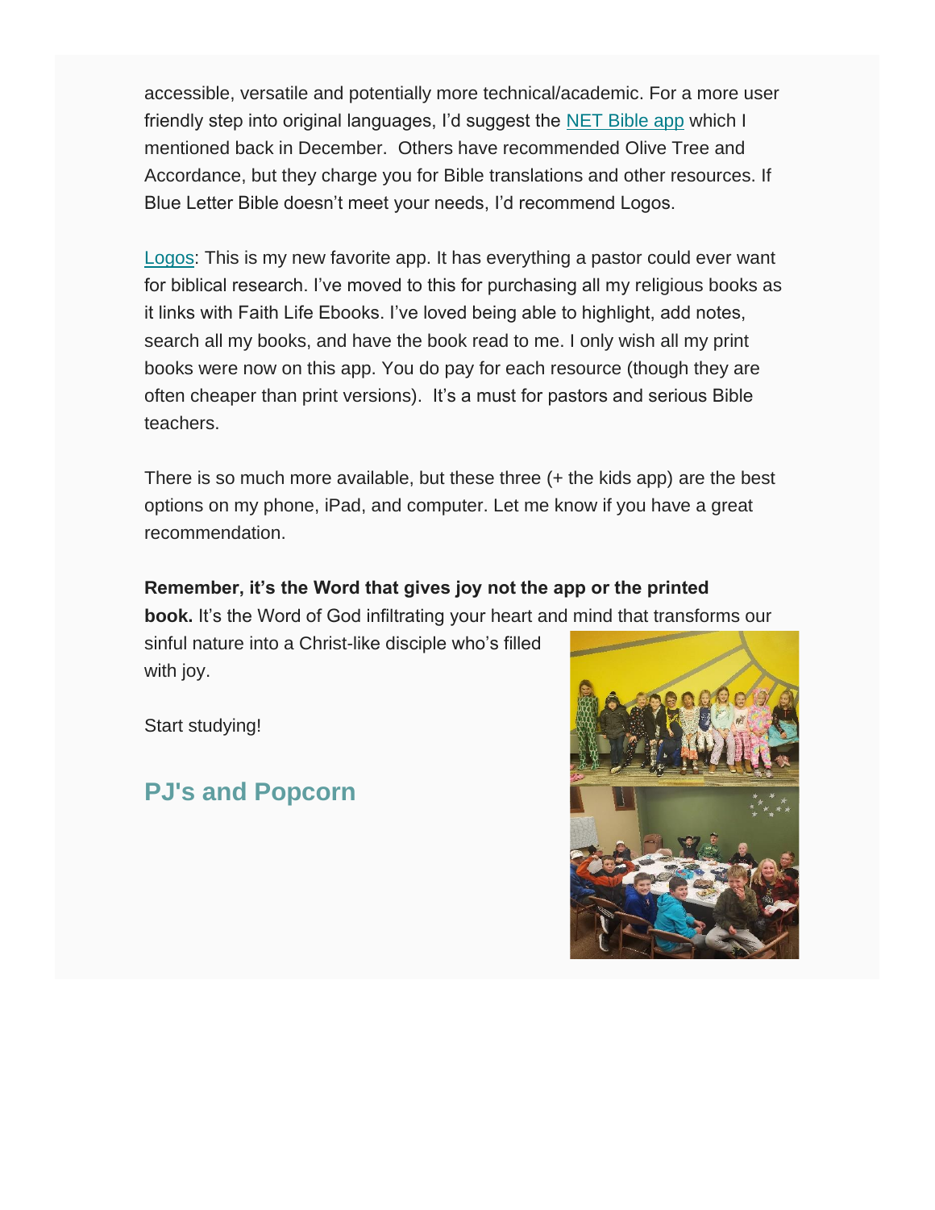accessible, versatile and potentially more technical/academic. For a more user friendly step into original languages, I'd suggest the [NET Bible app](#) which I mentioned back in December.  Others have recommended Olive Tree and Accordance, but they charge you for Bible translations and other resources. If Blue Letter Bible doesn't meet your needs, I'd recommend Logos.

[Logos](#): This is my new favorite app. It has everything a pastor could ever want for biblical research. I've moved to this for purchasing all my religious books as it links with Faith Life Ebooks. I've loved being able to highlight, add notes, search all my books, and have the book read to me. I only wish all my print books were now on this app. You do pay for each resource (though they are often cheaper than print versions).  It's a must for pastors and serious Bible teachers.

There is so much more available, but these three (+ the kids app) are the best options on my phone, iPad, and computer. Let me know if you have a great recommendation.

**Remember, it's the Word that gives joy not the app or the printed book.** It's the Word of God infiltrating your heart and mind that transforms our sinful nature into a Christ-like disciple who's filled with joy.

Start studying!

## PJ's and Popcorn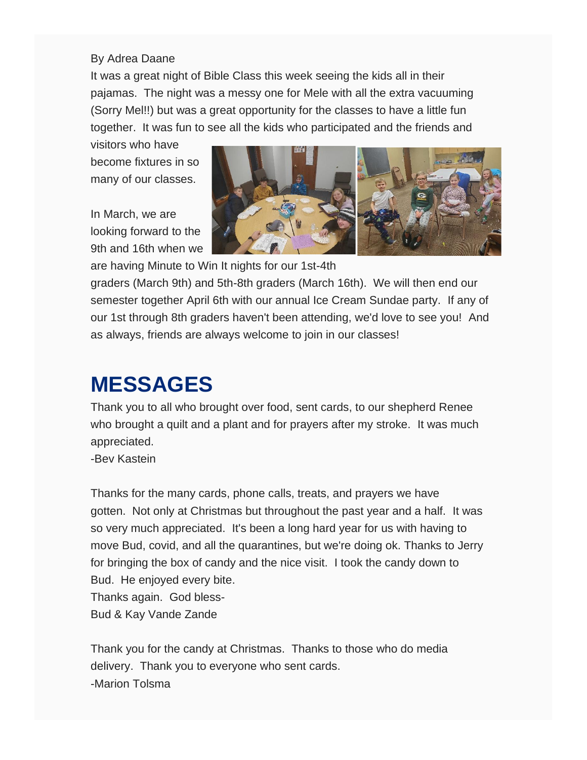By Adrea Daane

It was a great night of Bible Class this week seeing the kids all in their pajamas. The night was a messy one for Mele with all the extra vacuuming (Sorry Mel!!) but was a great opportunity for the classes to have a little fun together. It was fun to see all the kids who participated and the friends and visitors who have become fixtures in so many of our classes.

In March, we are looking forward to the 9th and 16th when we are having Minute to Win It nights for our 1st-4th graders (March 9th) and 5th-8th graders (March 16th). We will then end our semester together April 6th with our annual Ice Cream Sundae party. If any of our 1st through 8th graders haven't been attending, we'd love to see you! And as always, friends are always welcome to join in our classes!

# MESSAGES

Thank you to all who brought over food, sent cards, to our shepherd Renee who brought a quilt and a plant and for prayers after my stroke. It was much appreciated.
-Bev Kastein

Thanks for the many cards, phone calls, treats, and prayers we have gotten. Not only at Christmas but throughout the past year and a half. It was so very much appreciated. It's been a long hard year for us with having to move Bud, covid, and all the quarantines, but we're doing ok. Thanks to Jerry for bringing the box of candy and the nice visit. I took the candy down to Bud. He enjoyed every bite.
Thanks again. God bless-
Bud & Kay Vande Zande

Thank you for the candy at Christmas. Thanks to those who do media delivery. Thank you to everyone who sent cards.
-Marion Tolsma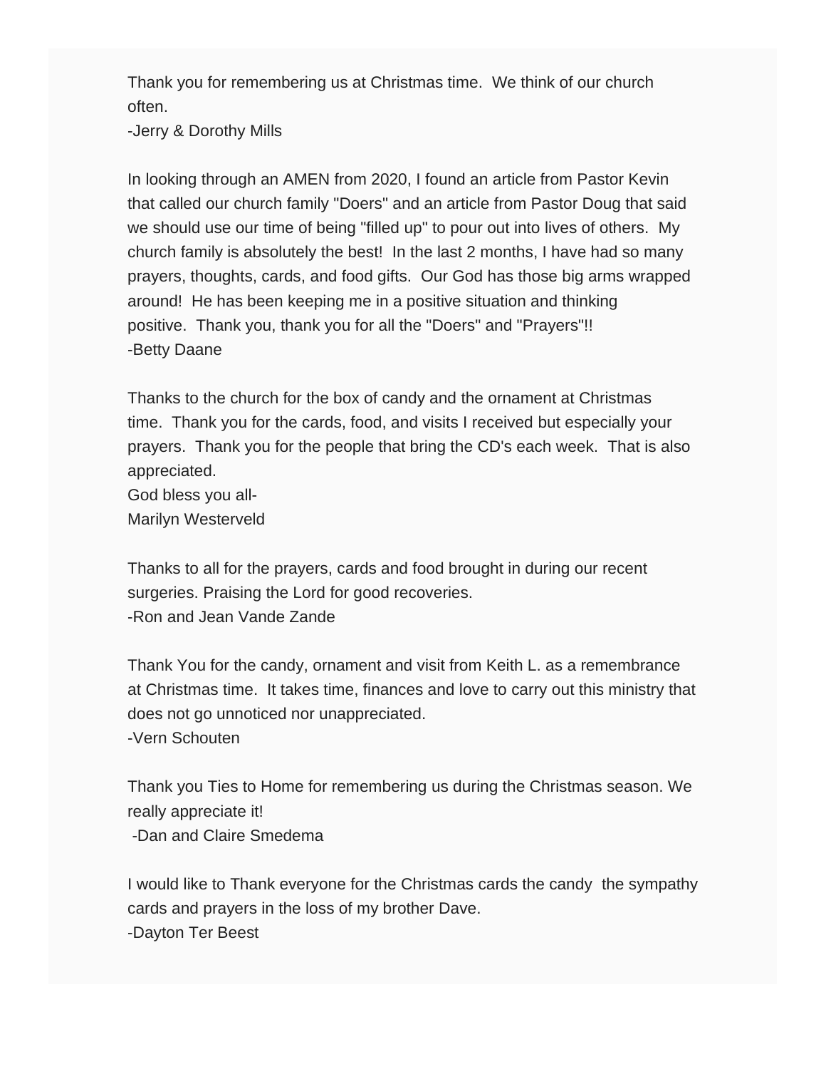Thank you for remembering us at Christmas time. We think of our church often.
-Jerry & Dorothy Mills

In looking through an AMEN from 2020, I found an article from Pastor Kevin that called our church family "Doers" and an article from Pastor Doug that said we should use our time of being "filled up" to pour out into lives of others. My church family is absolutely the best! In the last 2 months, I have had so many prayers, thoughts, cards, and food gifts. Our God has those big arms wrapped around! He has been keeping me in a positive situation and thinking positive. Thank you, thank you for all the "Doers" and "Prayers"!!
-Betty Daane

Thanks to the church for the box of candy and the ornament at Christmas time. Thank you for the cards, food, and visits I received but especially your prayers. Thank you for the people that bring the CD's each week. That is also appreciated.
God bless you all-
Marilyn Westerveld

Thanks to all for the prayers, cards and food brought in during our recent surgeries. Praising the Lord for good recoveries.
-Ron and Jean Vande Zande

Thank You for the candy, ornament and visit from Keith L. as a remembrance at Christmas time. It takes time, finances and love to carry out this ministry that does not go unnoticed nor unappreciated.
-Vern Schouten

Thank you Ties to Home for remembering us during the Christmas season. We really appreciate it!
-Dan and Claire Smedema

I would like to Thank everyone for the Christmas cards the candy the sympathy cards and prayers in the loss of my brother Dave.
-Dayton Ter Beest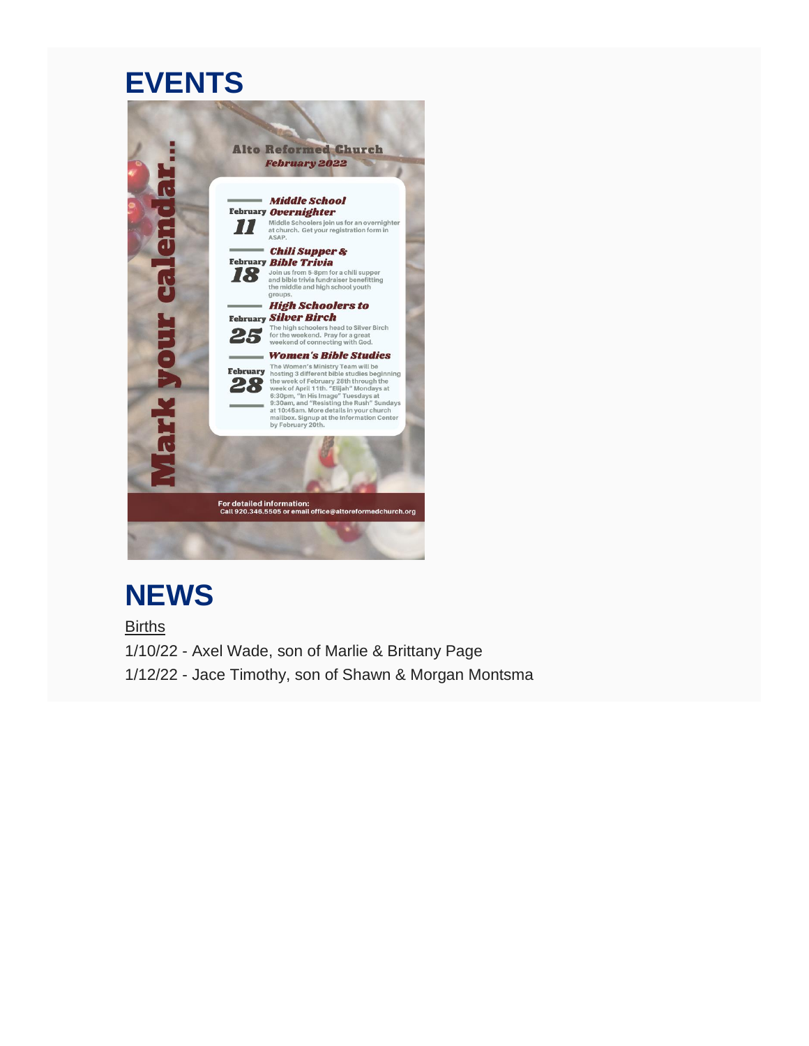# EVENTS

Mark your calendar...

**Alto Reformed Church**
*February 2022*

**February 11** — ***Middle School Overnighter***
Middle Schoolers join us for an overnighter at church. Get your registration form in ASAP.

**February 18** — ***Chili Supper & Bible Trivia***
Join us from 5-8pm for a chili supper and bible trivia fundraiser benefitting the middle and high school youth groups.

**February 25** — ***High Schoolers to Silver Birch***
The high schoolers head to Silver Birch for the weekend. Pray for a great weekend of connecting with God.

**February 28** — ***Women's Bible Studies***
The Women's Ministry Team will be hosting 3 different bible studies beginning the week of February 28th through the week of April 11th. "Elijah" Mondays at 6:30pm, "In His Image" Tuesdays at 9:30am, and "Resisting the Rush" Sundays at 10:45am. More details in your church mailbox. Signup at the Information Center by February 20th.

For detailed information:
Call 920.346.5505 or email office@altoreformedchurch.org

# NEWS

Births

1/10/22 - Axel Wade, son of Marlie & Brittany Page

1/12/22 - Jace Timothy, son of Shawn & Morgan Montsma